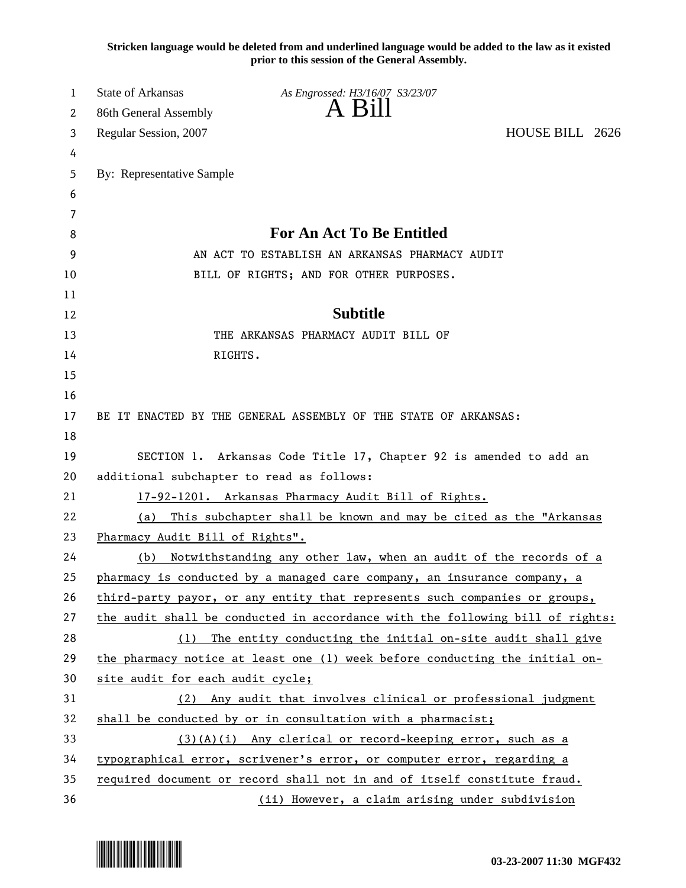**Stricken language would be deleted from and underlined language would be added to the law as it existed prior to this session of the General Assembly.**

State of Arkansas *As Engrossed: H3/16/07 S3/23/07*
86th General Assembly **A Bill**
Regular Session, 2007 HOUSE BILL 2626

By: Representative Sample

## For An Act To Be Entitled

AN ACT TO ESTABLISH AN ARKANSAS PHARMACY AUDIT BILL OF RIGHTS; AND FOR OTHER PURPOSES.

## Subtitle

THE ARKANSAS PHARMACY AUDIT BILL OF RIGHTS.

BE IT ENACTED BY THE GENERAL ASSEMBLY OF THE STATE OF ARKANSAS:

SECTION 1. Arkansas Code Title 17, Chapter 92 is amended to add an additional subchapter to read as follows:

<u>17-92-1201. Arkansas Pharmacy Audit Bill of Rights.</u>

<u>(a) This subchapter shall be known and may be cited as the "Arkansas Pharmacy Audit Bill of Rights".</u>

<u>(b) Notwithstanding any other law, when an audit of the records of a pharmacy is conducted by a managed care company, an insurance company, a third-party payor, or any entity that represents such companies or groups, the audit shall be conducted in accordance with the following bill of rights:</u>

<u>(1) The entity conducting the initial on-site audit shall give the pharmacy notice at least one (1) week before conducting the initial on-site audit for each audit cycle;</u>

<u>(2) Any audit that involves clinical or professional judgment shall be conducted by or in consultation with a pharmacist;</u>

<u>(3)(A)(i) Any clerical or record-keeping error, such as a typographical error, scrivener's error, or computer error, regarding a required document or record shall not in and of itself constitute fraud.</u>

<u>(ii) However, a claim arising under subdivision</u>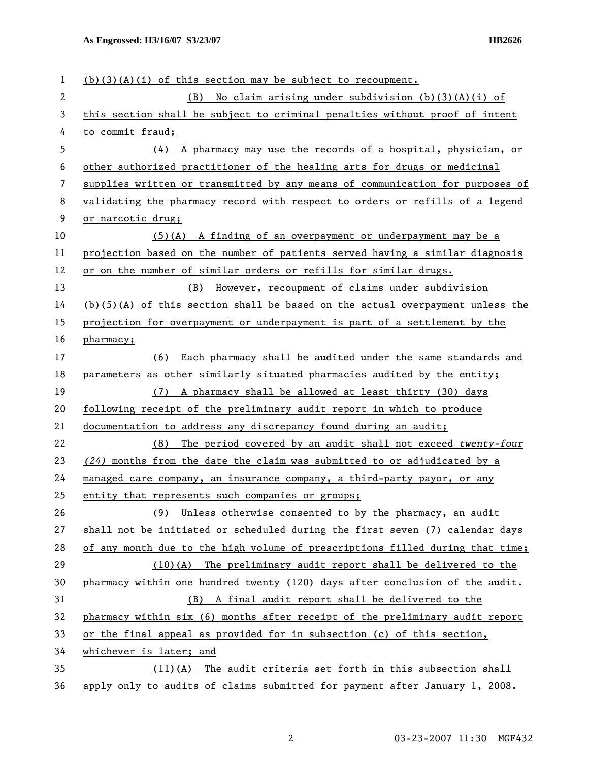(b)(3)(A)(i) of this section may be subject to recoupment.

(B) No claim arising under subdivision (b)(3)(A)(i) of this section shall be subject to criminal penalties without proof of intent to commit fraud;

(4) A pharmacy may use the records of a hospital, physician, or other authorized practitioner of the healing arts for drugs or medicinal supplies written or transmitted by any means of communication for purposes of validating the pharmacy record with respect to orders or refills of a legend or narcotic drug;

(5)(A) A finding of an overpayment or underpayment may be a projection based on the number of patients served having a similar diagnosis or on the number of similar orders or refills for similar drugs.

(B) However, recoupment of claims under subdivision (b)(5)(A) of this section shall be based on the actual overpayment unless the projection for overpayment or underpayment is part of a settlement by the pharmacy;

(6) Each pharmacy shall be audited under the same standards and parameters as other similarly situated pharmacies audited by the entity;

(7) A pharmacy shall be allowed at least thirty (30) days following receipt of the preliminary audit report in which to produce documentation to address any discrepancy found during an audit;

(8) The period covered by an audit shall not exceed *twenty-four (24)* months from the date the claim was submitted to or adjudicated by a managed care company, an insurance company, a third-party payor, or any entity that represents such companies or groups;

(9) Unless otherwise consented to by the pharmacy, an audit shall not be initiated or scheduled during the first seven (7) calendar days of any month due to the high volume of prescriptions filled during that time;

(10)(A) The preliminary audit report shall be delivered to the pharmacy within one hundred twenty (120) days after conclusion of the audit.

(B) A final audit report shall be delivered to the pharmacy within six (6) months after receipt of the preliminary audit report or the final appeal as provided for in subsection (c) of this section, whichever is later; and

(11)(A) The audit criteria set forth in this subsection shall apply only to audits of claims submitted for payment after January 1, 2008.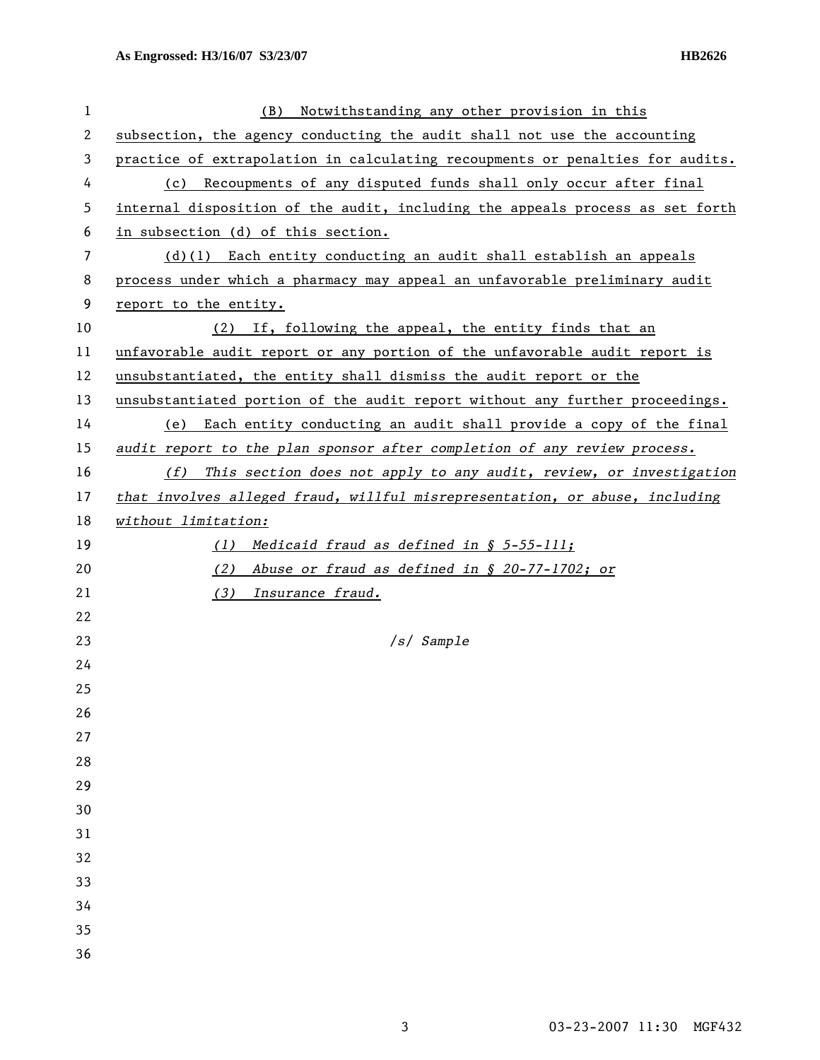(B) Notwithstanding any other provision in this subsection, the agency conducting the audit shall not use the accounting practice of extrapolation in calculating recoupments or penalties for audits.

(c) Recoupments of any disputed funds shall only occur after final internal disposition of the audit, including the appeals process as set forth in subsection (d) of this section.

(d)(1) Each entity conducting an audit shall establish an appeals process under which a pharmacy may appeal an unfavorable preliminary audit report to the entity.

(2) If, following the appeal, the entity finds that an unfavorable audit report or any portion of the unfavorable audit report is unsubstantiated, the entity shall dismiss the audit report or the unsubstantiated portion of the audit report without any further proceedings.

(e) Each entity conducting an audit shall provide a copy of the final *audit report to the plan sponsor after completion of any review process.*

*(f) This section does not apply to any audit, review, or investigation that involves alleged fraud, willful misrepresentation, or abuse, including without limitation:*

*(1) Medicaid fraud as defined in § 5-55-111;*

*(2) Abuse or fraud as defined in § 20-77-1702; or*

*(3) Insurance fraud.*

*/s/ Sample*